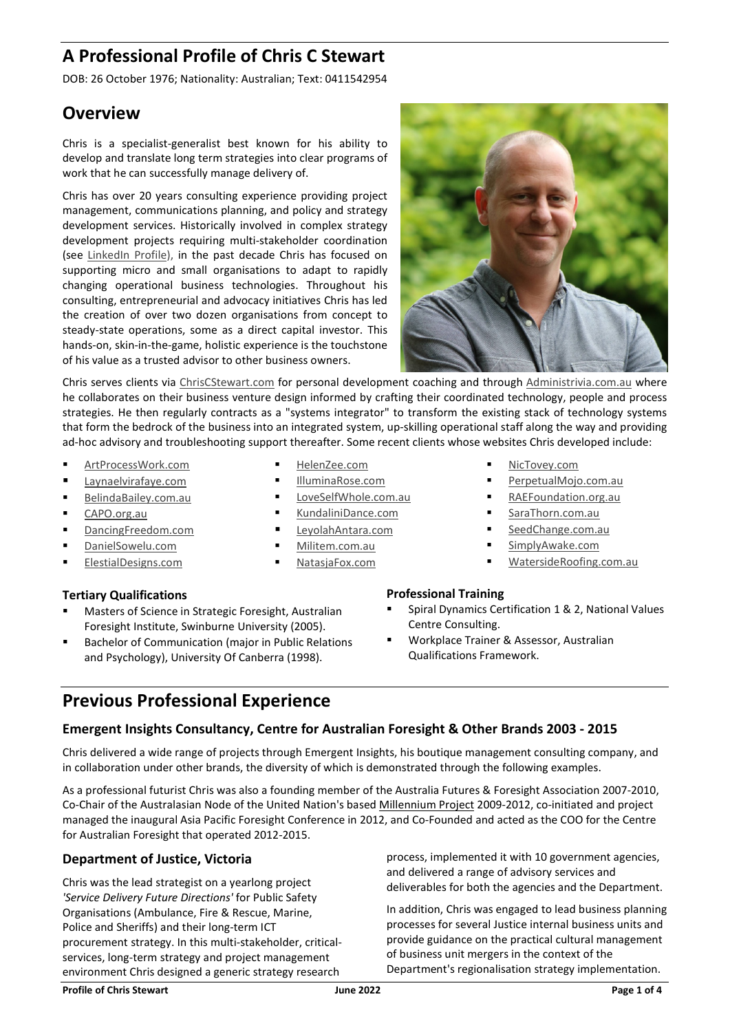# A Professional Profile of Chris C Stewart

DOB: 26 October 1976; Nationality: Australian; Text: 0411542954

## Overview

Chris is a specialist-generalist best known for his ability to develop and translate long term strategies into clear programs of work that he can successfully manage delivery of.

Chris has over 20 years consulting experience providing project management, communications planning, and policy and strategy development services. Historically involved in complex strategy development projects requiring multi-stakeholder coordination (see LinkedIn Profile), in the past decade Chris has focused on supporting micro and small organisations to adapt to rapidly changing operational business technologies. Throughout his consulting, entrepreneurial and advocacy initiatives Chris has led the creation of over two dozen organisations from concept to steady-state operations, some as a direct capital investor. This hands-on, skin-in-the-game, holistic experience is the touchstone of his value as a trusted advisor to other business owners.

Chris serves clients via ChrisCStewart.com for personal development coaching and through Administrivia.com.au where he collaborates on their business venture design informed by crafting their coordinated technology, people and process strategies. He then regularly contracts as a "systems integrator" to transform the existing stack of technology systems that form the bedrock of the business into an integrated system, up-skilling operational staff along the way and providing ad-hoc advisory and troubleshooting support thereafter. Some recent clients whose websites Chris developed include:

- ArtProcessWork.com
- Laynaelvirafaye.com
- BelindaBailey.com.au
- CAPO.org.au
- DancingFreedom.com
- DanielSowelu.com
- ElestialDesigns.com
- HelenZee.com
- IlluminaRose.com
- LoveSelfWhole.com.au
- KundaliniDance.com
- LeyolahAntara.com
- Militem.com.au
- NatasjaFox.com
- NicTovey.com
- PerpetualMojo.com.au
- RAEFoundation.org.au
- SaraThorn.com.au
- SeedChange.com.au
- SimplyAwake.com
- WatersideRoofing.com.au

### Tertiary Qualifications

- Masters of Science in Strategic Foresight, Australian Foresight Institute, Swinburne University (2005).
- Bachelor of Communication (major in Public Relations and Psychology), University Of Canberra (1998).

### Professional Training

- Spiral Dynamics Certification 1 & 2, National Values Centre Consulting.
- Workplace Trainer & Assessor, Australian Qualifications Framework.

## Previous Professional Experience

### Emergent Insights Consultancy, Centre for Australian Foresight & Other Brands 2003 - 2015

Chris delivered a wide range of projects through Emergent Insights, his boutique management consulting company, and in collaboration under other brands, the diversity of which is demonstrated through the following examples.

As a professional futurist Chris was also a founding member of the Australia Futures & Foresight Association 2007-2010, Co-Chair of the Australasian Node of the United Nation's based Millennium Project 2009-2012, co-initiated and project managed the inaugural Asia Pacific Foresight Conference in 2012, and Co-Founded and acted as the COO for the Centre for Australian Foresight that operated 2012-2015.

### Department of Justice, Victoria

Chris was the lead strategist on a yearlong project *'Service Delivery Future Directions'* for Public Safety Organisations (Ambulance, Fire & Rescue, Marine, Police and Sheriffs) and their long-term ICT procurement strategy. In this multi-stakeholder, critical-services, long-term strategy and project management environment Chris designed a generic strategy research process, implemented it with 10 government agencies, and delivered a range of advisory services and deliverables for both the agencies and the Department.

In addition, Chris was engaged to lead business planning processes for several Justice internal business units and provide guidance on the practical cultural management of business unit mergers in the context of the Department's regionalisation strategy implementation.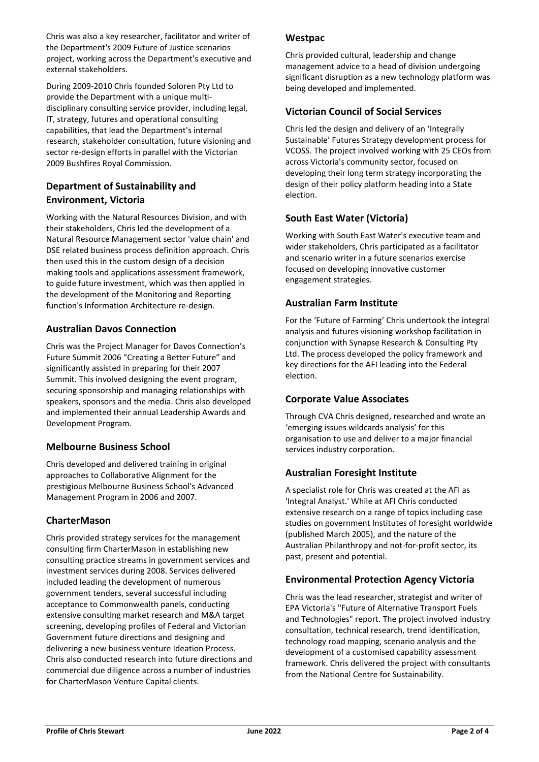Chris was also a key researcher, facilitator and writer of the Department's 2009 Future of Justice scenarios project, working across the Department's executive and external stakeholders.

During 2009-2010 Chris founded Soloren Pty Ltd to provide the Department with a unique multi-disciplinary consulting service provider, including legal, IT, strategy, futures and operational consulting capabilities, that lead the Department's internal research, stakeholder consultation, future visioning and sector re-design efforts in parallel with the Victorian 2009 Bushfires Royal Commission.

## Department of Sustainability and Environment, Victoria

Working with the Natural Resources Division, and with their stakeholders, Chris led the development of a Natural Resource Management sector 'value chain' and DSE related business process definition approach. Chris then used this in the custom design of a decision making tools and applications assessment framework, to guide future investment, which was then applied in the development of the Monitoring and Reporting function's Information Architecture re-design.

## Australian Davos Connection

Chris was the Project Manager for Davos Connection's Future Summit 2006 "Creating a Better Future" and significantly assisted in preparing for their 2007 Summit. This involved designing the event program, securing sponsorship and managing relationships with speakers, sponsors and the media. Chris also developed and implemented their annual Leadership Awards and Development Program.

## Melbourne Business School

Chris developed and delivered training in original approaches to Collaborative Alignment for the prestigious Melbourne Business School's Advanced Management Program in 2006 and 2007.

## CharterMason

Chris provided strategy services for the management consulting firm CharterMason in establishing new consulting practice streams in government services and investment services during 2008. Services delivered included leading the development of numerous government tenders, several successful including acceptance to Commonwealth panels, conducting extensive consulting market research and M&A target screening, developing profiles of Federal and Victorian Government future directions and designing and delivering a new business venture Ideation Process. Chris also conducted research into future directions and commercial due diligence across a number of industries for CharterMason Venture Capital clients.

## Westpac

Chris provided cultural, leadership and change management advice to a head of division undergoing significant disruption as a new technology platform was being developed and implemented.

## Victorian Council of Social Services

Chris led the design and delivery of an 'Integrally Sustainable' Futures Strategy development process for VCOSS. The project involved working with 25 CEOs from across Victoria's community sector, focused on developing their long term strategy incorporating the design of their policy platform heading into a State election.

## South East Water (Victoria)

Working with South East Water's executive team and wider stakeholders, Chris participated as a facilitator and scenario writer in a future scenarios exercise focused on developing innovative customer engagement strategies.

## Australian Farm Institute

For the 'Future of Farming' Chris undertook the integral analysis and futures visioning workshop facilitation in conjunction with Synapse Research & Consulting Pty Ltd. The process developed the policy framework and key directions for the AFI leading into the Federal election.

## Corporate Value Associates

Through CVA Chris designed, researched and wrote an 'emerging issues wildcards analysis' for this organisation to use and deliver to a major financial services industry corporation.

## Australian Foresight Institute

A specialist role for Chris was created at the AFI as 'Integral Analyst.' While at AFI Chris conducted extensive research on a range of topics including case studies on government Institutes of foresight worldwide (published March 2005), and the nature of the Australian Philanthropy and not-for-profit sector, its past, present and potential.

## Environmental Protection Agency Victoria

Chris was the lead researcher, strategist and writer of EPA Victoria's "Future of Alternative Transport Fuels and Technologies" report. The project involved industry consultation, technical research, trend identification, technology road mapping, scenario analysis and the development of a customised capability assessment framework. Chris delivered the project with consultants from the National Centre for Sustainability.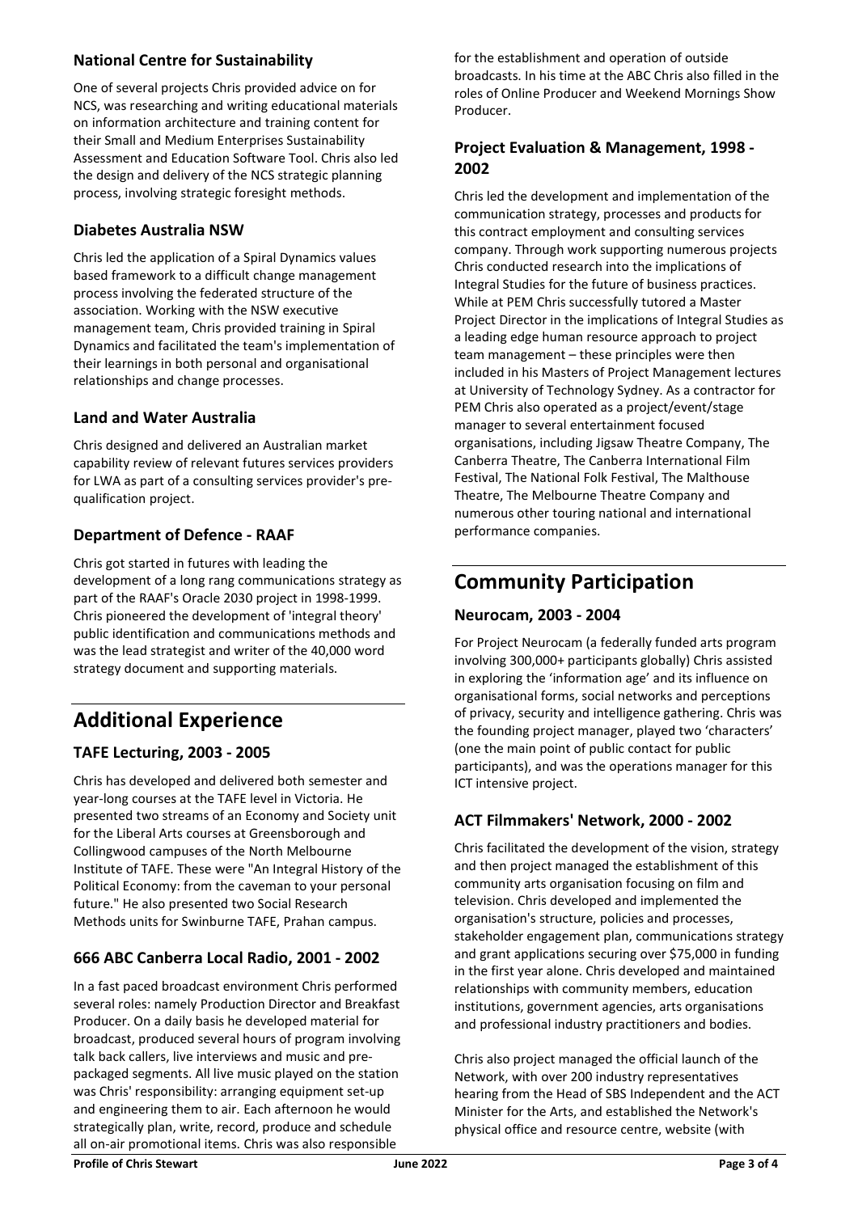### National Centre for Sustainability

One of several projects Chris provided advice on for NCS, was researching and writing educational materials on information architecture and training content for their Small and Medium Enterprises Sustainability Assessment and Education Software Tool. Chris also led the design and delivery of the NCS strategic planning process, involving strategic foresight methods.

### Diabetes Australia NSW

Chris led the application of a Spiral Dynamics values based framework to a difficult change management process involving the federated structure of the association. Working with the NSW executive management team, Chris provided training in Spiral Dynamics and facilitated the team's implementation of their learnings in both personal and organisational relationships and change processes.

### Land and Water Australia

Chris designed and delivered an Australian market capability review of relevant futures services providers for LWA as part of a consulting services provider's pre-qualification project.

### Department of Defence - RAAF

Chris got started in futures with leading the development of a long rang communications strategy as part of the RAAF's Oracle 2030 project in 1998-1999. Chris pioneered the development of 'integral theory' public identification and communications methods and was the lead strategist and writer of the 40,000 word strategy document and supporting materials.

## Additional Experience

### TAFE Lecturing, 2003 - 2005

Chris has developed and delivered both semester and year-long courses at the TAFE level in Victoria. He presented two streams of an Economy and Society unit for the Liberal Arts courses at Greensborough and Collingwood campuses of the North Melbourne Institute of TAFE. These were "An Integral History of the Political Economy: from the caveman to your personal future." He also presented two Social Research Methods units for Swinburne TAFE, Prahan campus.

### 666 ABC Canberra Local Radio, 2001 - 2002

In a fast paced broadcast environment Chris performed several roles: namely Production Director and Breakfast Producer. On a daily basis he developed material for broadcast, produced several hours of program involving talk back callers, live interviews and music and pre-packaged segments. All live music played on the station was Chris' responsibility: arranging equipment set-up and engineering them to air. Each afternoon he would strategically plan, write, record, produce and schedule all on-air promotional items. Chris was also responsible for the establishment and operation of outside broadcasts. In his time at the ABC Chris also filled in the roles of Online Producer and Weekend Mornings Show Producer.

### Project Evaluation & Management, 1998 - 2002

Chris led the development and implementation of the communication strategy, processes and products for this contract employment and consulting services company. Through work supporting numerous projects Chris conducted research into the implications of Integral Studies for the future of business practices. While at PEM Chris successfully tutored a Master Project Director in the implications of Integral Studies as a leading edge human resource approach to project team management – these principles were then included in his Masters of Project Management lectures at University of Technology Sydney. As a contractor for PEM Chris also operated as a project/event/stage manager to several entertainment focused organisations, including Jigsaw Theatre Company, The Canberra Theatre, The Canberra International Film Festival, The National Folk Festival, The Malthouse Theatre, The Melbourne Theatre Company and numerous other touring national and international performance companies.

## Community Participation

### Neurocam, 2003 - 2004

For Project Neurocam (a federally funded arts program involving 300,000+ participants globally) Chris assisted in exploring the 'information age' and its influence on organisational forms, social networks and perceptions of privacy, security and intelligence gathering. Chris was the founding project manager, played two 'characters' (one the main point of public contact for public participants), and was the operations manager for this ICT intensive project.

### ACT Filmmakers' Network, 2000 - 2002

Chris facilitated the development of the vision, strategy and then project managed the establishment of this community arts organisation focusing on film and television. Chris developed and implemented the organisation's structure, policies and processes, stakeholder engagement plan, communications strategy and grant applications securing over $75,000 in funding in the first year alone. Chris developed and maintained relationships with community members, education institutions, government agencies, arts organisations and professional industry practitioners and bodies.

Chris also project managed the official launch of the Network, with over 200 industry representatives hearing from the Head of SBS Independent and the ACT Minister for the Arts, and established the Network's physical office and resource centre, website (with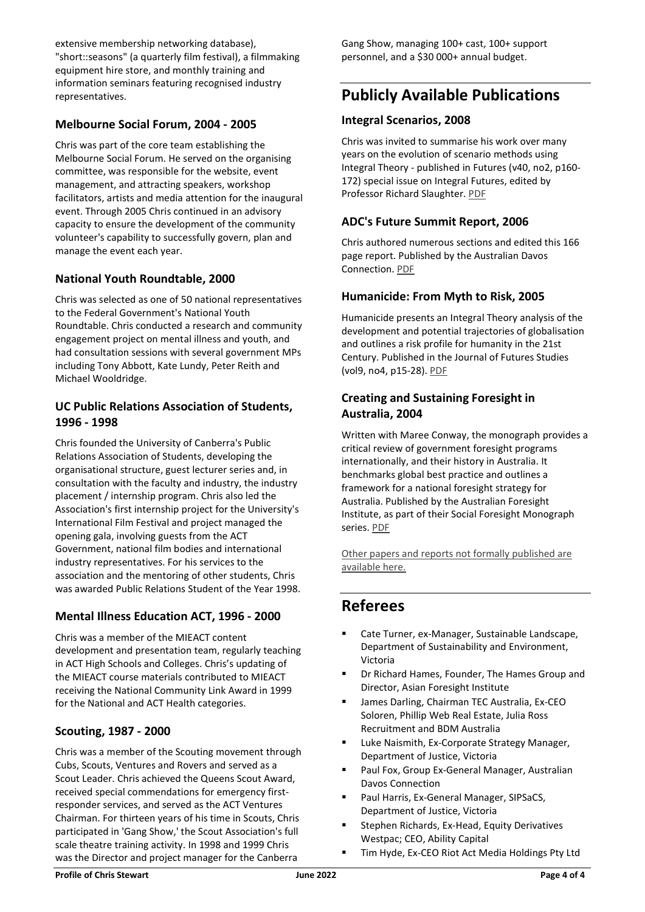extensive membership networking database), "short::seasons" (a quarterly film festival), a filmmaking equipment hire store, and monthly training and information seminars featuring recognised industry representatives.

### Melbourne Social Forum, 2004 - 2005

Chris was part of the core team establishing the Melbourne Social Forum. He served on the organising committee, was responsible for the website, event management, and attracting speakers, workshop facilitators, artists and media attention for the inaugural event. Through 2005 Chris continued in an advisory capacity to ensure the development of the community volunteer's capability to successfully govern, plan and manage the event each year.

### National Youth Roundtable, 2000

Chris was selected as one of 50 national representatives to the Federal Government's National Youth Roundtable. Chris conducted a research and community engagement project on mental illness and youth, and had consultation sessions with several government MPs including Tony Abbott, Kate Lundy, Peter Reith and Michael Wooldridge.

### UC Public Relations Association of Students, 1996 - 1998

Chris founded the University of Canberra's Public Relations Association of Students, developing the organisational structure, guest lecturer series and, in consultation with the faculty and industry, the industry placement / internship program. Chris also led the Association's first internship project for the University's International Film Festival and project managed the opening gala, involving guests from the ACT Government, national film bodies and international industry representatives. For his services to the association and the mentoring of other students, Chris was awarded Public Relations Student of the Year 1998.

### Mental Illness Education ACT, 1996 - 2000

Chris was a member of the MIEACT content development and presentation team, regularly teaching in ACT High Schools and Colleges. Chris's updating of the MIEACT course materials contributed to MIEACT receiving the National Community Link Award in 1999 for the National and ACT Health categories.

### Scouting, 1987 - 2000

Chris was a member of the Scouting movement through Cubs, Scouts, Ventures and Rovers and served as a Scout Leader. Chris achieved the Queens Scout Award, received special commendations for emergency first-responder services, and served as the ACT Ventures Chairman. For thirteen years of his time in Scouts, Chris participated in 'Gang Show,' the Scout Association's full scale theatre training activity. In 1998 and 1999 Chris was the Director and project manager for the Canberra Gang Show, managing 100+ cast, 100+ support personnel, and a $30 000+ annual budget.

## Publicly Available Publications

### Integral Scenarios, 2008

Chris was invited to summarise his work over many years on the evolution of scenario methods using Integral Theory - published in Futures (v40, no2, p160-172) special issue on Integral Futures, edited by Professor Richard Slaughter. PDF

### ADC's Future Summit Report, 2006

Chris authored numerous sections and edited this 166 page report. Published by the Australian Davos Connection. PDF

### Humanicide: From Myth to Risk, 2005

Humanicide presents an Integral Theory analysis of the development and potential trajectories of globalisation and outlines a risk profile for humanity in the 21st Century. Published in the Journal of Futures Studies (vol9, no4, p15-28). PDF

### Creating and Sustaining Foresight in Australia, 2004

Written with Maree Conway, the monograph provides a critical review of government foresight programs internationally, and their history in Australia. It benchmarks global best practice and outlines a framework for a national foresight strategy for Australia. Published by the Australian Foresight Institute, as part of their Social Foresight Monograph series. PDF

Other papers and reports not formally published are available here.

## Referees

- Cate Turner, ex-Manager, Sustainable Landscape, Department of Sustainability and Environment, Victoria
- Dr Richard Hames, Founder, The Hames Group and Director, Asian Foresight Institute
- James Darling, Chairman TEC Australia, Ex-CEO Soloren, Phillip Web Real Estate, Julia Ross Recruitment and BDM Australia
- Luke Naismith, Ex-Corporate Strategy Manager, Department of Justice, Victoria
- Paul Fox, Group Ex-General Manager, Australian Davos Connection
- Paul Harris, Ex-General Manager, SIPSaCS, Department of Justice, Victoria
- Stephen Richards, Ex-Head, Equity Derivatives Westpac; CEO, Ability Capital
- Tim Hyde, Ex-CEO Riot Act Media Holdings Pty Ltd